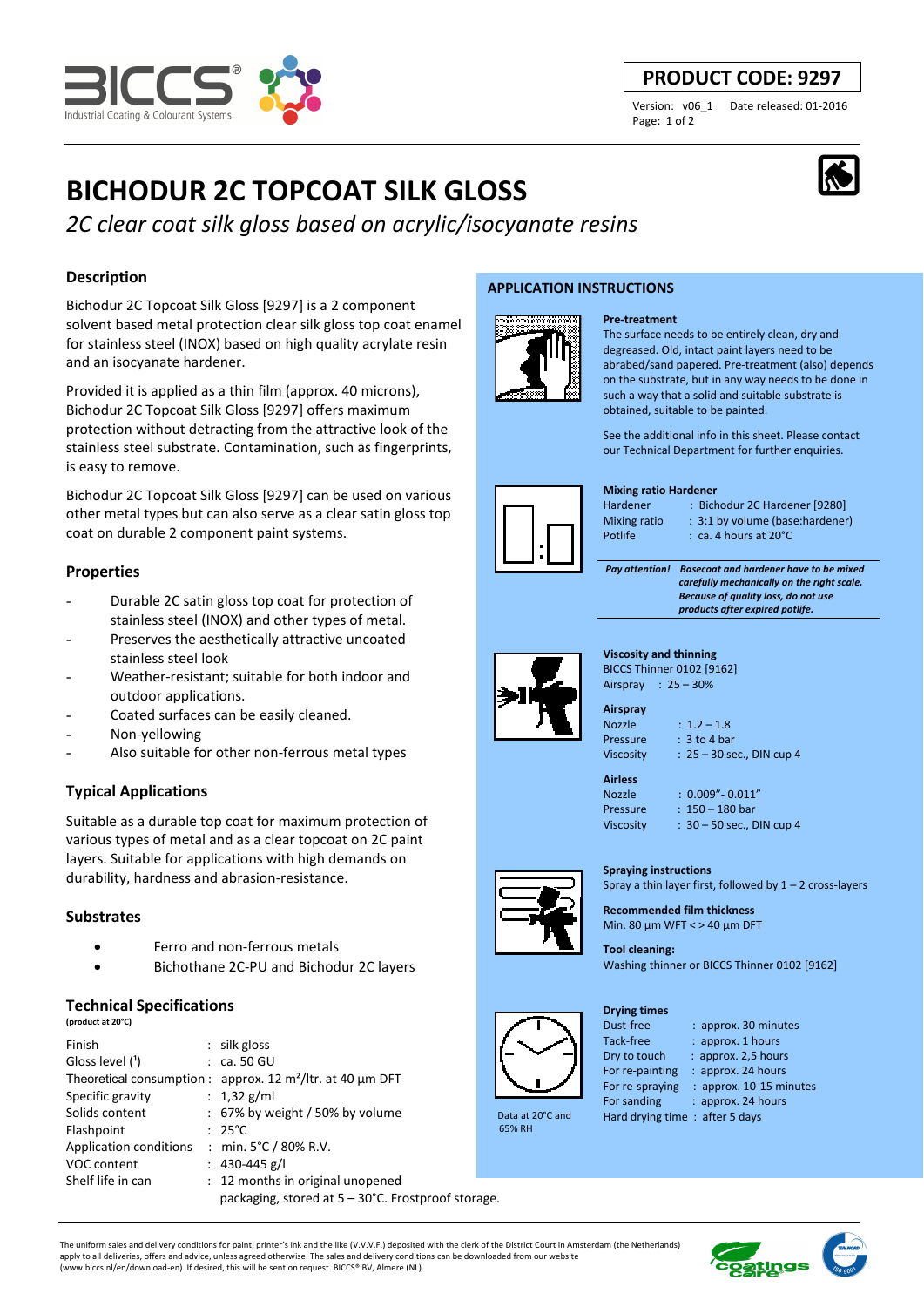PRODUCT CODE: 9297

Version: v06_1 Date released: 01-2016

# BICHODUR 2C TOPCOAT SILK GLOSS

*2C clear coat silk gloss based on acrylic/isocyanate resins*

## Description

Bichodur 2C Topcoat Silk Gloss [9297] is a 2 component solvent based metal protection clear silk gloss top coat enamel for stainless steel (INOX) based on high quality acrylate resin and an isocyanate hardener.

Provided it is applied as a thin film (approx. 40 microns), Bichodur 2C Topcoat Silk Gloss [9297] offers maximum protection without detracting from the attractive look of the stainless steel substrate. Contamination, such as fingerprints, is easy to remove.

Bichodur 2C Topcoat Silk Gloss [9297] can be used on various other metal types but can also serve as a clear satin gloss top coat on durable 2 component paint systems.

## Properties

- Durable 2C satin gloss top coat for protection of stainless steel (INOX) and other types of metal.
- Preserves the aesthetically attractive uncoated stainless steel look
- Weather-resistant; suitable for both indoor and outdoor applications.
- Coated surfaces can be easily cleaned.
- Non-yellowing
- Also suitable for other non-ferrous metal types

## Typical Applications

Suitable as a durable top coat for maximum protection of various types of metal and as a clear topcoat on 2C paint layers. Suitable for applications with high demands on durability, hardness and abrasion-resistance.

## Substrates

- Ferro and non-ferrous metals
- Bichothane 2C-PU and Bichodur 2C layers

## Technical Specifications

(product at 20°C)

| | |
|---|---|
| Finish | : silk gloss |
| Gloss level (1) | : ca. 50 GU |
| Theoretical consumption | : approx. 12 m²/ltr. at 40 µm DFT |
| Specific gravity | : 1,32 g/ml |
| Solids content | : 67% by weight / 50% by volume |
| Flashpoint | : 25°C |
| Application conditions | : min. 5°C / 80% R.V. |
| VOC content | : 430-445 g/l |
| Shelf life in can | : 12 months in original unopened packaging, stored at 5 – 30°C. Frostproof storage. |

## APPLICATION INSTRUCTIONS

**Pre-treatment**

The surface needs to be entirely clean, dry and degreased. Old, intact paint layers need to be abraded/sand papered. Pre-treatment (also) depends on the substrate, but in any way needs to be done in such a way that a solid and suitable substrate is obtained, suitable to be painted.

See the additional info in this sheet. Please contact our Technical Department for further enquiries.

**Mixing ratio Hardener**

| | |
|---|---|
| Hardener | : Bichodur 2C Hardener [9280] |
| Mixing ratio | : 3:1 by volume (base:hardener) |
| Potlife | : ca. 4 hours at 20°C |

***Pay attention!*** ***Basecoat and hardener have to be mixed carefully mechanically on the right scale. Because of quality loss, do not use products after expired potlife.***

**Viscosity and thinning**

BICCS Thinner 0102 [9162]

Airspray : 25 – 30%

**Airspray**

| | |
|---|---|
| Nozzle | : 1.2 – 1.8 |
| Pressure | : 3 to 4 bar |
| Viscosity | : 25 – 30 sec., DIN cup 4 |

**Airless**

| | |
|---|---|
| Nozzle | : 0.009"- 0.011" |
| Pressure | : 150 – 180 bar |
| Viscosity | : 30 – 50 sec., DIN cup 4 |

**Spraying instructions**

Spray a thin layer first, followed by 1 – 2 cross-layers

**Recommended film thickness**

Min. 80 µm WFT < > 40 µm DFT

**Tool cleaning:**

Washing thinner or BICCS Thinner 0102 [9162]

**Drying times**

| | |
|---|---|
| Dust-free | : approx. 30 minutes |
| Tack-free | : approx. 1 hours |
| Dry to touch | : approx. 2,5 hours |
| For re-painting | : approx. 24 hours |
| For re-spraying | : approx. 10-15 minutes |
| For sanding | : approx. 24 hours |
| Hard drying time | : after 5 days |

Data at 20°C and 65% RH

The uniform sales and delivery conditions for paint, printer's ink and the like (V.V.V.F.) deposited with the clerk of the District Court in Amsterdam (the Netherlands) apply to all deliveries, offers and advice, unless agreed otherwise. The sales and delivery conditions can be downloaded from our website (www.biccs.nl/en/download-en). If desired, this will be sent on request. BICCS® BV, Almere (NL).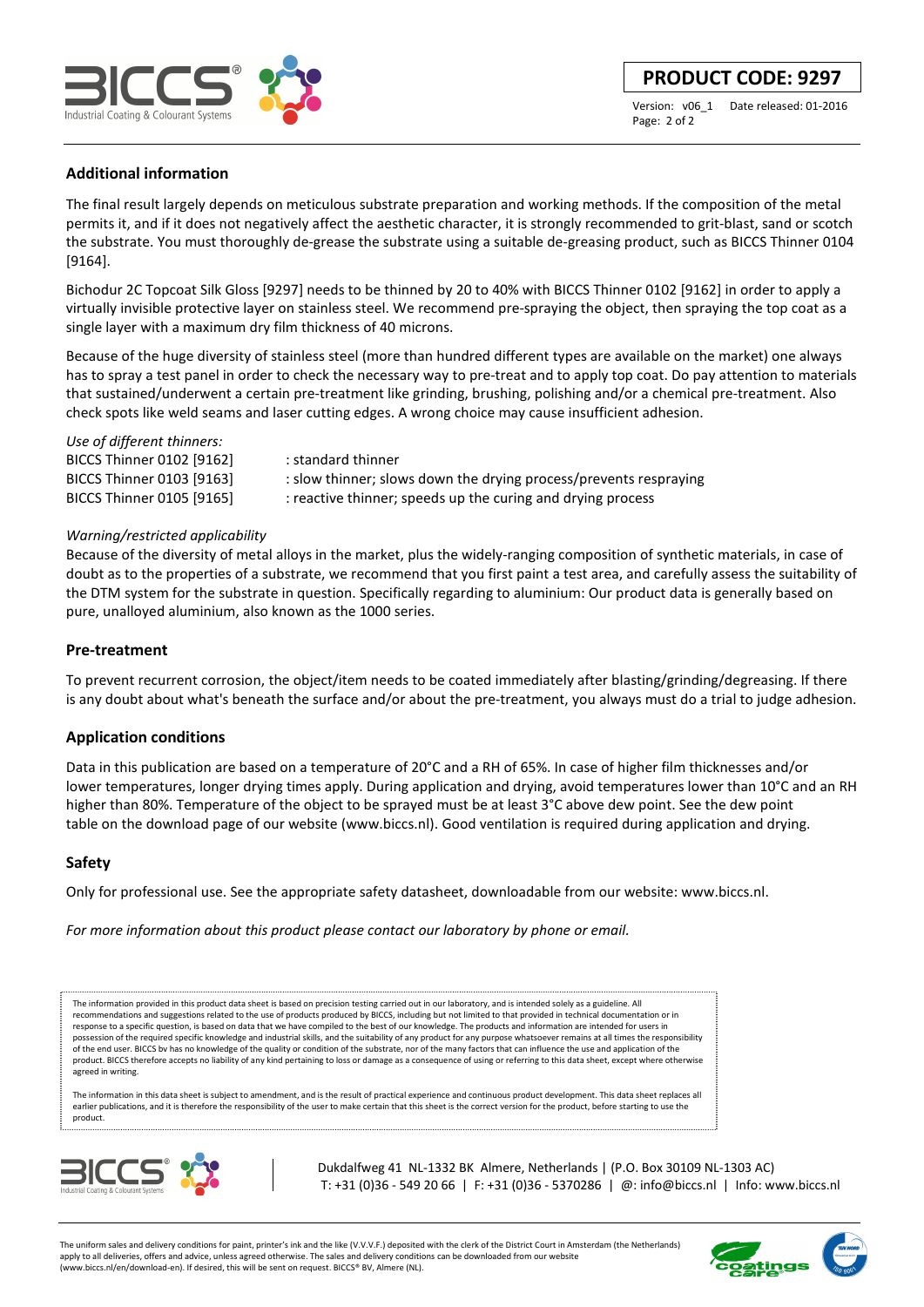## Additional information

The final result largely depends on meticulous substrate preparation and working methods. If the composition of the metal permits it, and if it does not negatively affect the aesthetic character, it is strongly recommended to grit-blast, sand or scotch the substrate. You must thoroughly de-grease the substrate using a suitable de-greasing product, such as BICCS Thinner 0104 [9164].

Bichodur 2C Topcoat Silk Gloss [9297] needs to be thinned by 20 to 40% with BICCS Thinner 0102 [9162] in order to apply a virtually invisible protective layer on stainless steel. We recommend pre-spraying the object, then spraying the top coat as a single layer with a maximum dry film thickness of 40 microns.

Because of the huge diversity of stainless steel (more than hundred different types are available on the market) one always has to spray a test panel in order to check the necessary way to pre-treat and to apply top coat. Do pay attention to materials that sustained/underwent a certain pre-treatment like grinding, brushing, polishing and/or a chemical pre-treatment. Also check spots like weld seams and laser cutting edges. A wrong choice may cause insufficient adhesion.

*Use of different thinners:*

| | |
|---|---|
| BICCS Thinner 0102 [9162] | : standard thinner |
| BICCS Thinner 0103 [9163] | : slow thinner; slows down the drying process/prevents respraying |
| BICCS Thinner 0105 [9165] | : reactive thinner; speeds up the curing and drying process |

*Warning/restricted applicability*

Because of the diversity of metal alloys in the market, plus the widely-ranging composition of synthetic materials, in case of doubt as to the properties of a substrate, we recommend that you first paint a test area, and carefully assess the suitability of the DTM system for the substrate in question. Specifically regarding to aluminium: Our product data is generally based on pure, unalloyed aluminium, also known as the 1000 series.

## Pre-treatment

To prevent recurrent corrosion, the object/item needs to be coated immediately after blasting/grinding/degreasing. If there is any doubt about what's beneath the surface and/or about the pre-treatment, you always must do a trial to judge adhesion.

## Application conditions

Data in this publication are based on a temperature of 20°C and a RH of 65%. In case of higher film thicknesses and/or lower temperatures, longer drying times apply. During application and drying, avoid temperatures lower than 10°C and an RH higher than 80%. Temperature of the object to be sprayed must be at least 3°C above dew point. See the dew point table on the download page of our website (www.biccs.nl). Good ventilation is required during application and drying.

## Safety

Only for professional use. See the appropriate safety datasheet, downloadable from our website: www.biccs.nl.

*For more information about this product please contact our laboratory by phone or email.*

The information provided in this product data sheet is based on precision testing carried out in our laboratory, and is intended solely as a guideline. All recommendations and suggestions related to the use of products produced by BICCS, including but not limited to that provided in technical documentation or in response to a specific question, is based on data that we have compiled to the best of our knowledge. The products and information are intended for users in possession of the required specific knowledge and industrial skills, and the suitability of any product for any purpose whatsoever remains at all times the responsibility of the end user. BICCS bv has no knowledge of the quality or condition of the substrate, nor of the many factors that can influence the use and application of the product. BICCS therefore accepts no liability of any kind pertaining to loss or damage as a consequence of using or referring to this data sheet, except where otherwise agreed in writing.

The information in this data sheet is subject to amendment, and is the result of practical experience and continuous product development. This data sheet replaces all earlier publications, and it is therefore the responsibility of the user to make certain that this sheet is the correct version for the product, before starting to use the product.

Dukdalfweg 41 NL-1332 BK Almere, Netherlands | (P.O. Box 30109 NL-1303 AC)
T: +31 (0)36 - 549 20 66 | F: +31 (0)36 - 5370286 | @: info@biccs.nl | Info: www.biccs.nl

The uniform sales and delivery conditions for paint, printer's ink and the like (V.V.V.F.) deposited with the clerk of the District Court in Amsterdam (the Netherlands) apply to all deliveries, offers and advice, unless agreed otherwise. The sales and delivery conditions can be downloaded from our website (www.biccs.nl/en/download-en). If desired, this will be sent on request. BICCS® BV, Almere (NL).